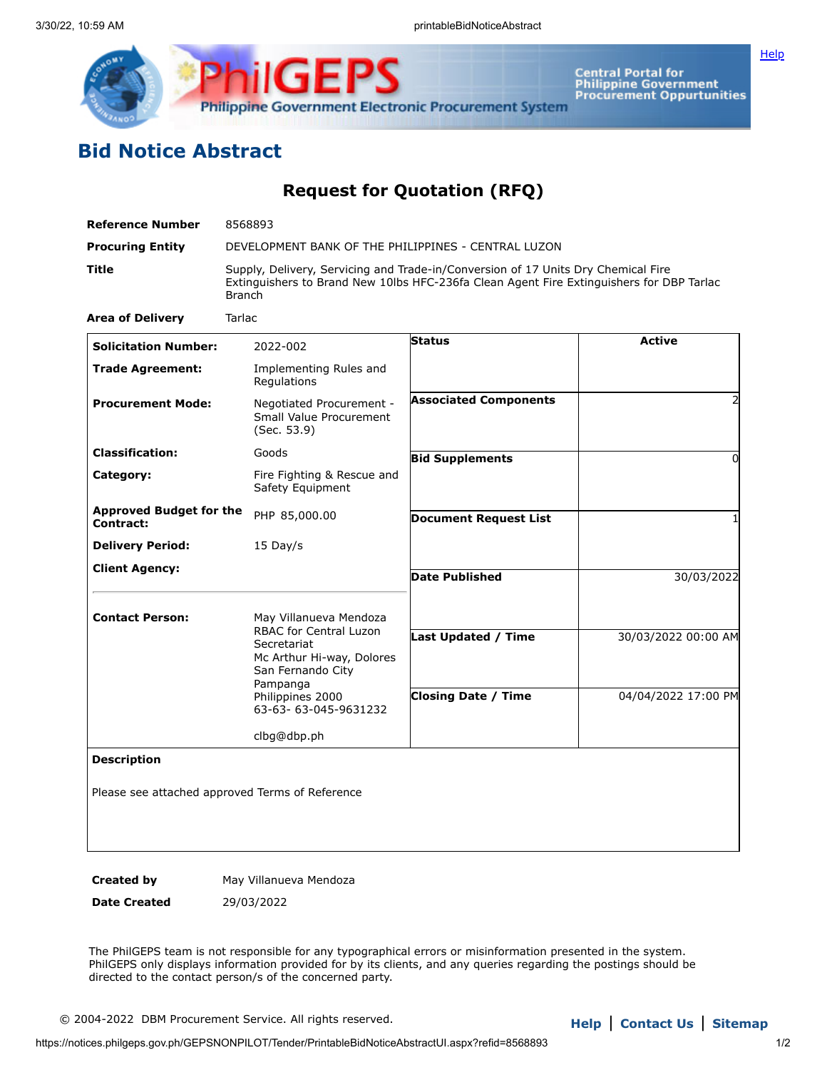# Bid Notice Abstract

## Request for Quotation (RFQ)

| | |
|---|---|
| **Reference Number** | 8568893 |
| **Procuring Entity** | DEVELOPMENT BANK OF THE PHILIPPINES - CENTRAL LUZON |
| **Title** | Supply, Delivery, Servicing and Trade-in/Conversion of 17 Units Dry Chemical Fire Extinguishers to Brand New 10lbs HFC-236fa Clean Agent Fire Extinguishers for DBP Tarlac Branch |
| **Area of Delivery** | Tarlac |

| | | | |
|---|---|---|---|
| **Solicitation Number:** | 2022-002 | **Status** | Active |
| **Trade Agreement:** | Implementing Rules and Regulations | | |
| **Procurement Mode:** | Negotiated Procurement - Small Value Procurement (Sec. 53.9) | **Associated Components** | 2 |
| **Classification:** | Goods | **Bid Supplements** | 0 |
| **Category:** | Fire Fighting & Rescue and Safety Equipment | | |
| **Approved Budget for the Contract:** | PHP 85,000.00 | **Document Request List** | 1 |
| **Delivery Period:** | 15 Day/s | | |
| **Client Agency:** | | **Date Published** | 30/03/2022 |
| **Contact Person:** | May Villanueva Mendoza<br>RBAC for Central Luzon Secretariat<br>Mc Arthur Hi-way, Dolores<br>San Fernando City<br>Pampanga<br>Philippines 2000<br>63-63- 63-045-9631232<br><br>clbg@dbp.ph | **Last Updated / Time** | 30/03/2022 00:00 AM |
| | | **Closing Date / Time** | 04/04/2022 17:00 PM |

**Description**

Please see attached approved Terms of Reference

| | |
|---|---|
| **Created by** | May Villanueva Mendoza |
| **Date Created** | 29/03/2022 |

The PhilGEPS team is not responsible for any typographical errors or misinformation presented in the system. PhilGEPS only displays information provided for by its clients, and any queries regarding the postings should be directed to the contact person/s of the concerned party.

© 2004-2022 DBM Procurement Service. All rights reserved.